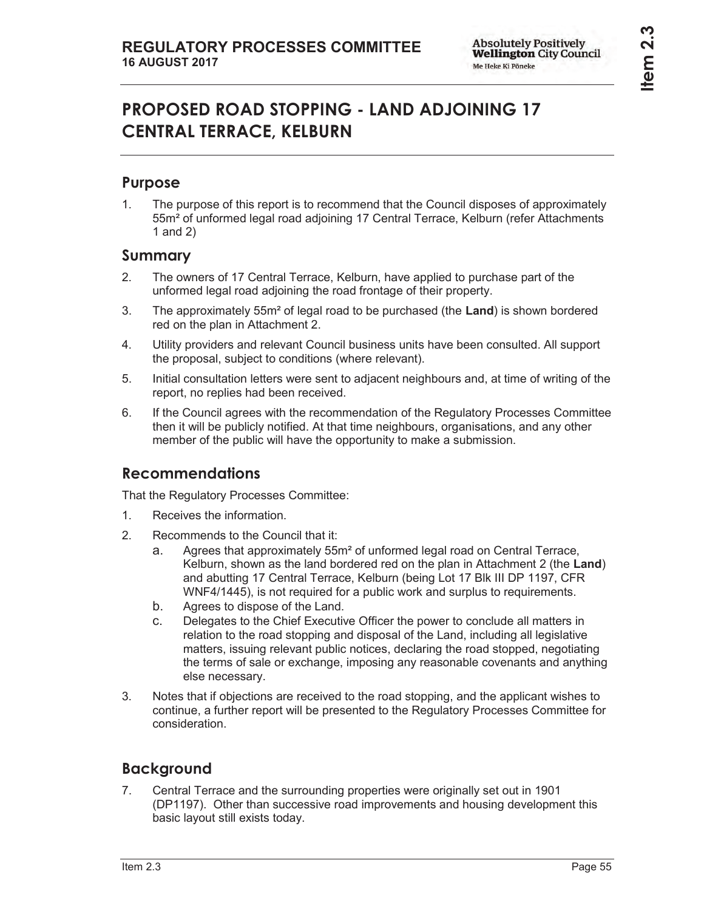# PROPOSED ROAD STOPPING - LAND ADJOINING 17 CENTRAL TERRACE, KELBURN

## Purpose

1. The purpose of this report is to recommend that the Council disposes of approximately 55m² of unformed legal road adjoining 17 Central Terrace, Kelburn (refer Attachments 1 and 2)

## Summary

2. The owners of 17 Central Terrace, Kelburn, have applied to purchase part of the unformed legal road adjoining the road frontage of their property.
3. The approximately 55m² of legal road to be purchased (the **Land**) is shown bordered red on the plan in Attachment 2.
4. Utility providers and relevant Council business units have been consulted. All support the proposal, subject to conditions (where relevant).
5. Initial consultation letters were sent to adjacent neighbours and, at time of writing of the report, no replies had been received.
6. If the Council agrees with the recommendation of the Regulatory Processes Committee then it will be publicly notified. At that time neighbours, organisations, and any other member of the public will have the opportunity to make a submission.

## Recommendations

That the Regulatory Processes Committee:

1. Receives the information.
2. Recommends to the Council that it:
   a. Agrees that approximately 55m² of unformed legal road on Central Terrace, Kelburn, shown as the land bordered red on the plan in Attachment 2 (the **Land**) and abutting 17 Central Terrace, Kelburn (being Lot 17 Blk III DP 1197, CFR WNF4/1445), is not required for a public work and surplus to requirements.
   b. Agrees to dispose of the Land.
   c. Delegates to the Chief Executive Officer the power to conclude all matters in relation to the road stopping and disposal of the Land, including all legislative matters, issuing relevant public notices, declaring the road stopped, negotiating the terms of sale or exchange, imposing any reasonable covenants and anything else necessary.
3. Notes that if objections are received to the road stopping, and the applicant wishes to continue, a further report will be presented to the Regulatory Processes Committee for consideration.

## Background

7. Central Terrace and the surrounding properties were originally set out in 1901 (DP1197). Other than successive road improvements and housing development this basic layout still exists today.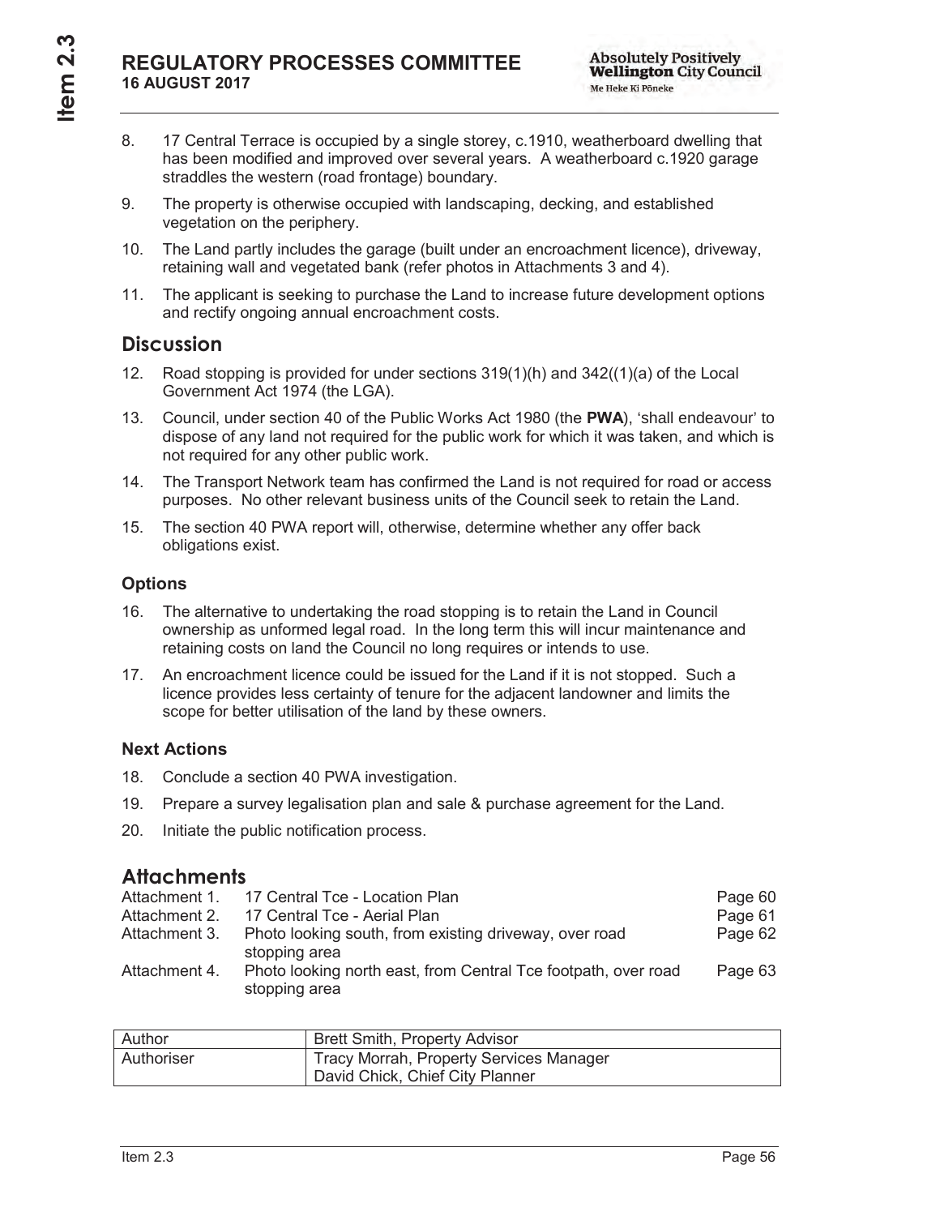8. 17 Central Terrace is occupied by a single storey, c.1910, weatherboard dwelling that has been modified and improved over several years. A weatherboard c.1920 garage straddles the western (road frontage) boundary.

9. The property is otherwise occupied with landscaping, decking, and established vegetation on the periphery.

10. The Land partly includes the garage (built under an encroachment licence), driveway, retaining wall and vegetated bank (refer photos in Attachments 3 and 4).

11. The applicant is seeking to purchase the Land to increase future development options and rectify ongoing annual encroachment costs.

## Discussion

12. Road stopping is provided for under sections 319(1)(h) and 342((1)(a) of the Local Government Act 1974 (the LGA).

13. Council, under section 40 of the Public Works Act 1980 (the **PWA**), 'shall endeavour' to dispose of any land not required for the public work for which it was taken, and which is not required for any other public work.

14. The Transport Network team has confirmed the Land is not required for road or access purposes. No other relevant business units of the Council seek to retain the Land.

15. The section 40 PWA report will, otherwise, determine whether any offer back obligations exist.

### Options

16. The alternative to undertaking the road stopping is to retain the Land in Council ownership as unformed legal road. In the long term this will incur maintenance and retaining costs on land the Council no long requires or intends to use.

17. An encroachment licence could be issued for the Land if it is not stopped. Such a licence provides less certainty of tenure for the adjacent landowner and limits the scope for better utilisation of the land by these owners.

### Next Actions

18. Conclude a section 40 PWA investigation.

19. Prepare a survey legalisation plan and sale & purchase agreement for the Land.

20. Initiate the public notification process.

## Attachments

| | | |
|---|---|---|
| Attachment 1. | 17 Central Tce - Location Plan | Page 60 |
| Attachment 2. | 17 Central Tce - Aerial Plan | Page 61 |
| Attachment 3. | Photo looking south, from existing driveway, over road stopping area | Page 62 |
| Attachment 4. | Photo looking north east, from Central Tce footpath, over road stopping area | Page 63 |

| | |
|---|---|
| Author | Brett Smith, Property Advisor |
| Authoriser | Tracy Morrah, Property Services Manager<br>David Chick, Chief City Planner |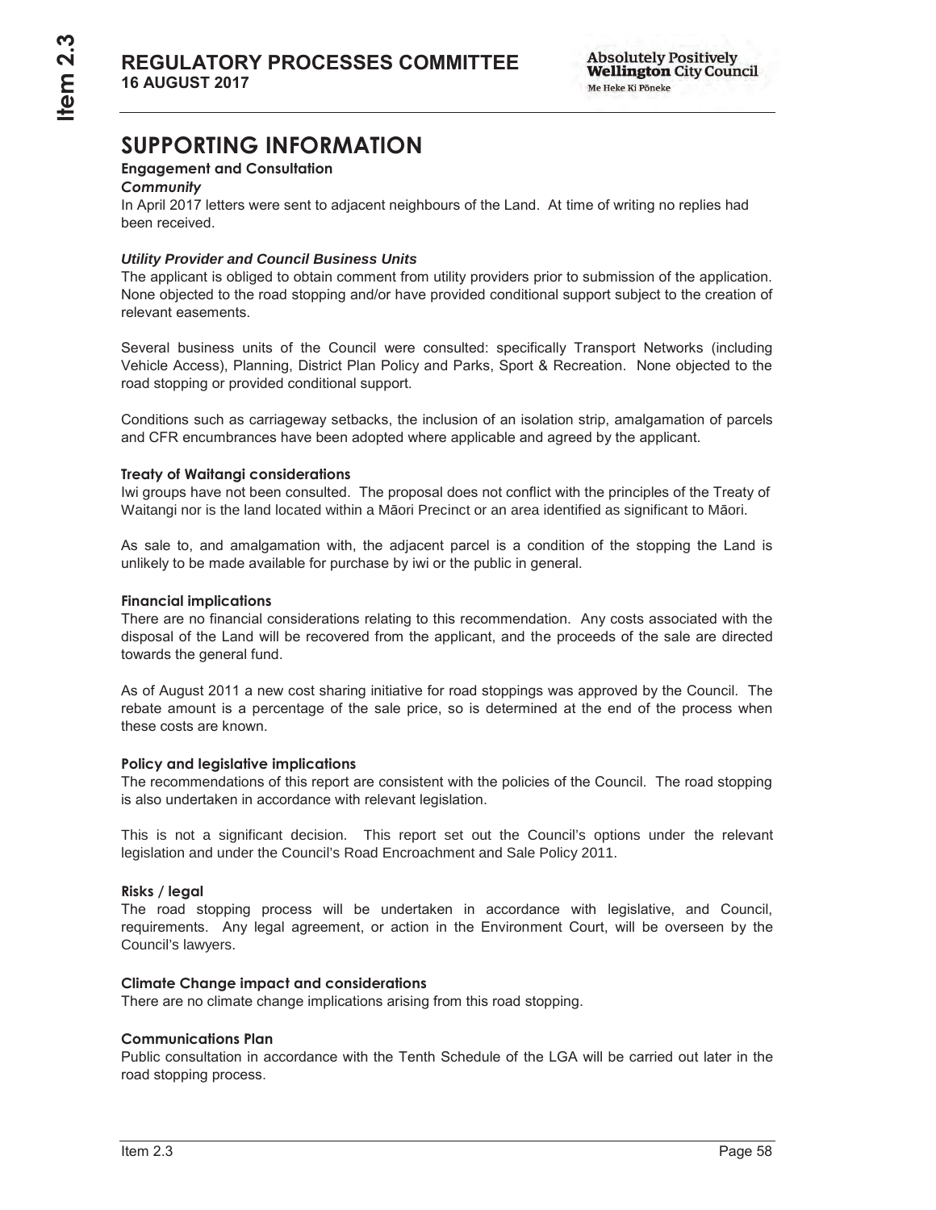# SUPPORTING INFORMATION

**Engagement and Consultation**

***Community***

In April 2017 letters were sent to adjacent neighbours of the Land. At time of writing no replies had been received.

***Utility Provider and Council Business Units***

The applicant is obliged to obtain comment from utility providers prior to submission of the application. None objected to the road stopping and/or have provided conditional support subject to the creation of relevant easements.

Several business units of the Council were consulted: specifically Transport Networks (including Vehicle Access), Planning, District Plan Policy and Parks, Sport & Recreation. None objected to the road stopping or provided conditional support.

Conditions such as carriageway setbacks, the inclusion of an isolation strip, amalgamation of parcels and CFR encumbrances have been adopted where applicable and agreed by the applicant.

**Treaty of Waitangi considerations**

Iwi groups have not been consulted. The proposal does not conflict with the principles of the Treaty of Waitangi nor is the land located within a Māori Precinct or an area identified as significant to Māori.

As sale to, and amalgamation with, the adjacent parcel is a condition of the stopping the Land is unlikely to be made available for purchase by iwi or the public in general.

**Financial implications**

There are no financial considerations relating to this recommendation. Any costs associated with the disposal of the Land will be recovered from the applicant, and the proceeds of the sale are directed towards the general fund.

As of August 2011 a new cost sharing initiative for road stoppings was approved by the Council. The rebate amount is a percentage of the sale price, so is determined at the end of the process when these costs are known.

**Policy and legislative implications**

The recommendations of this report are consistent with the policies of the Council. The road stopping is also undertaken in accordance with relevant legislation.

This is not a significant decision. This report set out the Council's options under the relevant legislation and under the Council's Road Encroachment and Sale Policy 2011.

**Risks / legal**

The road stopping process will be undertaken in accordance with legislative, and Council, requirements. Any legal agreement, or action in the Environment Court, will be overseen by the Council's lawyers.

**Climate Change impact and considerations**

There are no climate change implications arising from this road stopping.

**Communications Plan**

Public consultation in accordance with the Tenth Schedule of the LGA will be carried out later in the road stopping process.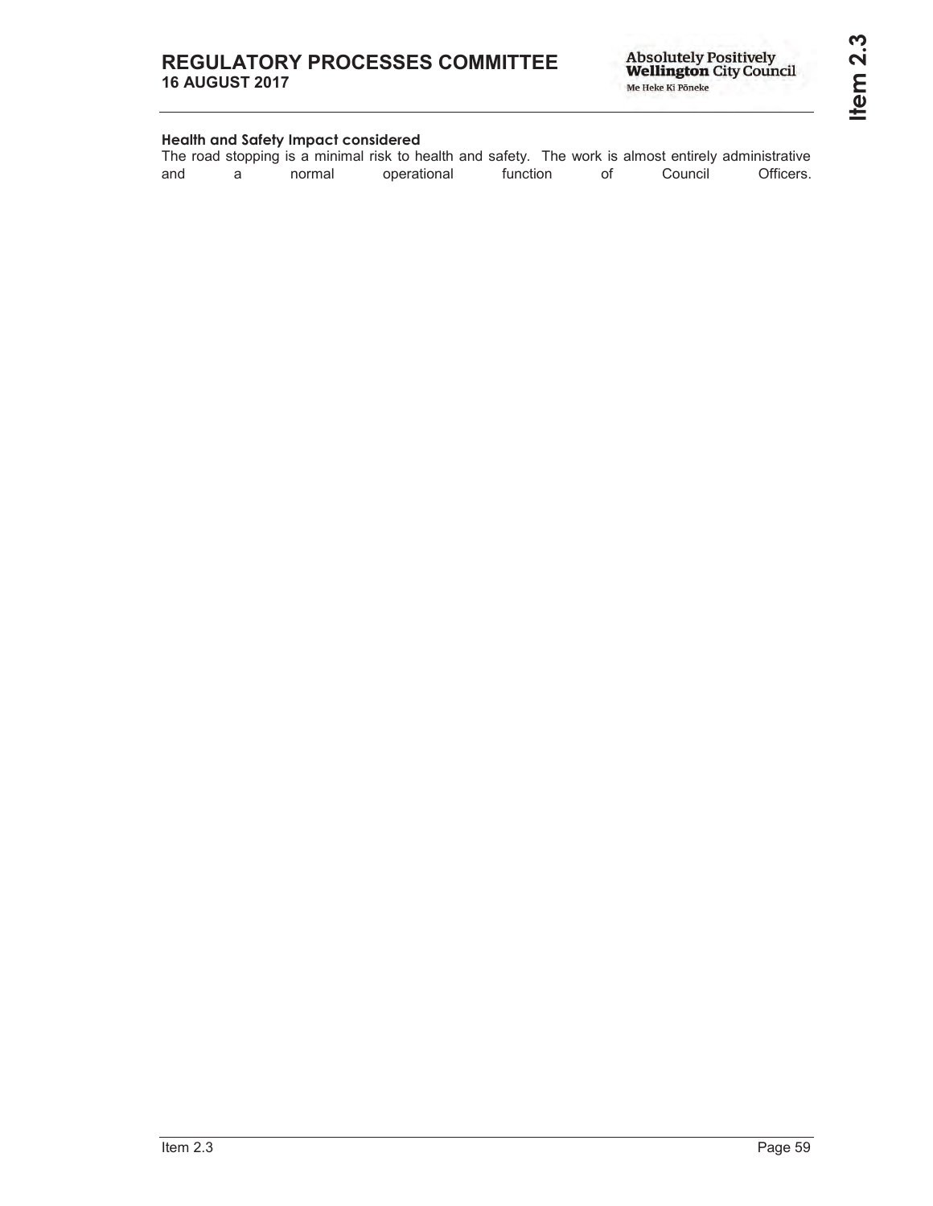**Health and Safety Impact considered**

The road stopping is a minimal risk to health and safety. The work is almost entirely administrative and a normal operational function of Council Officers.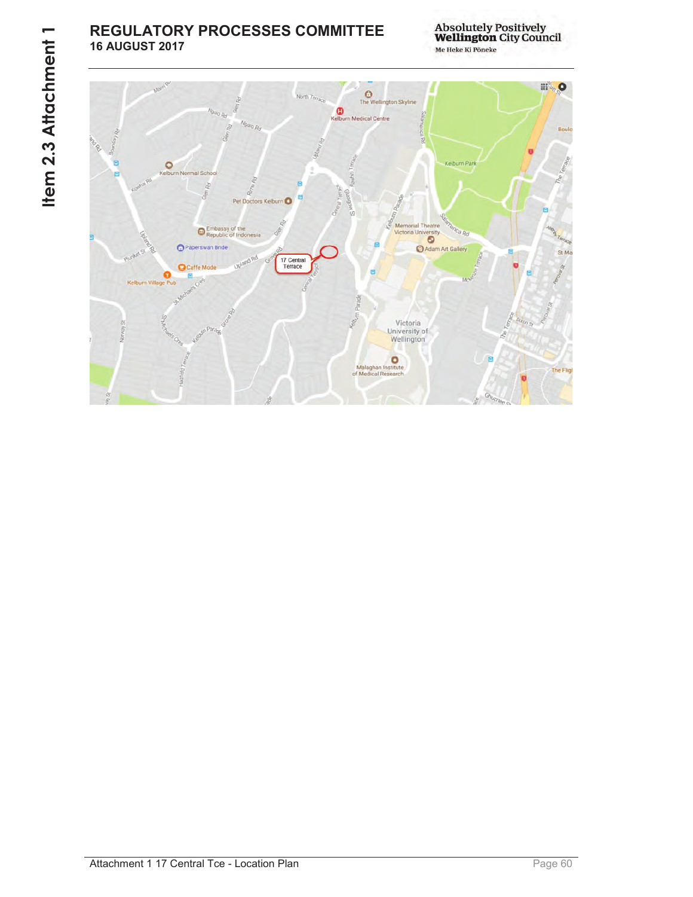Attachment 1 17 Central Tce - Location Plan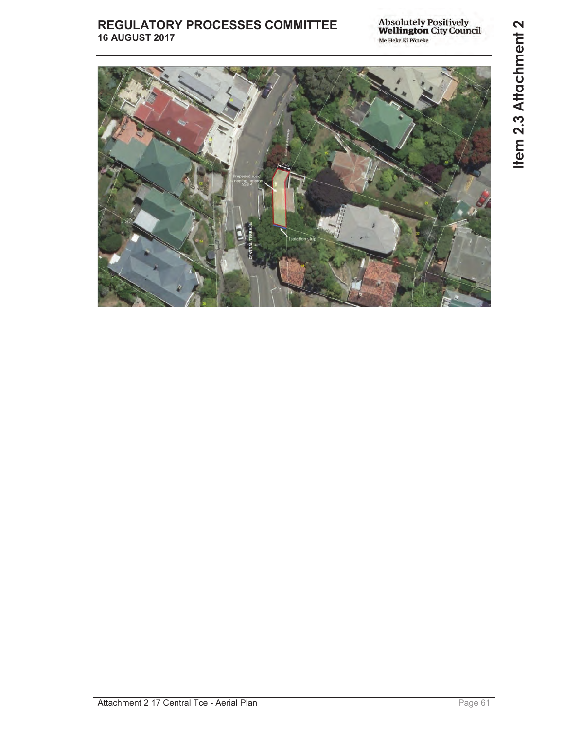Proposed road stopping, approx 55m²

3.5m

Existing driveway

CENTRAL TERRACE

Isolation strip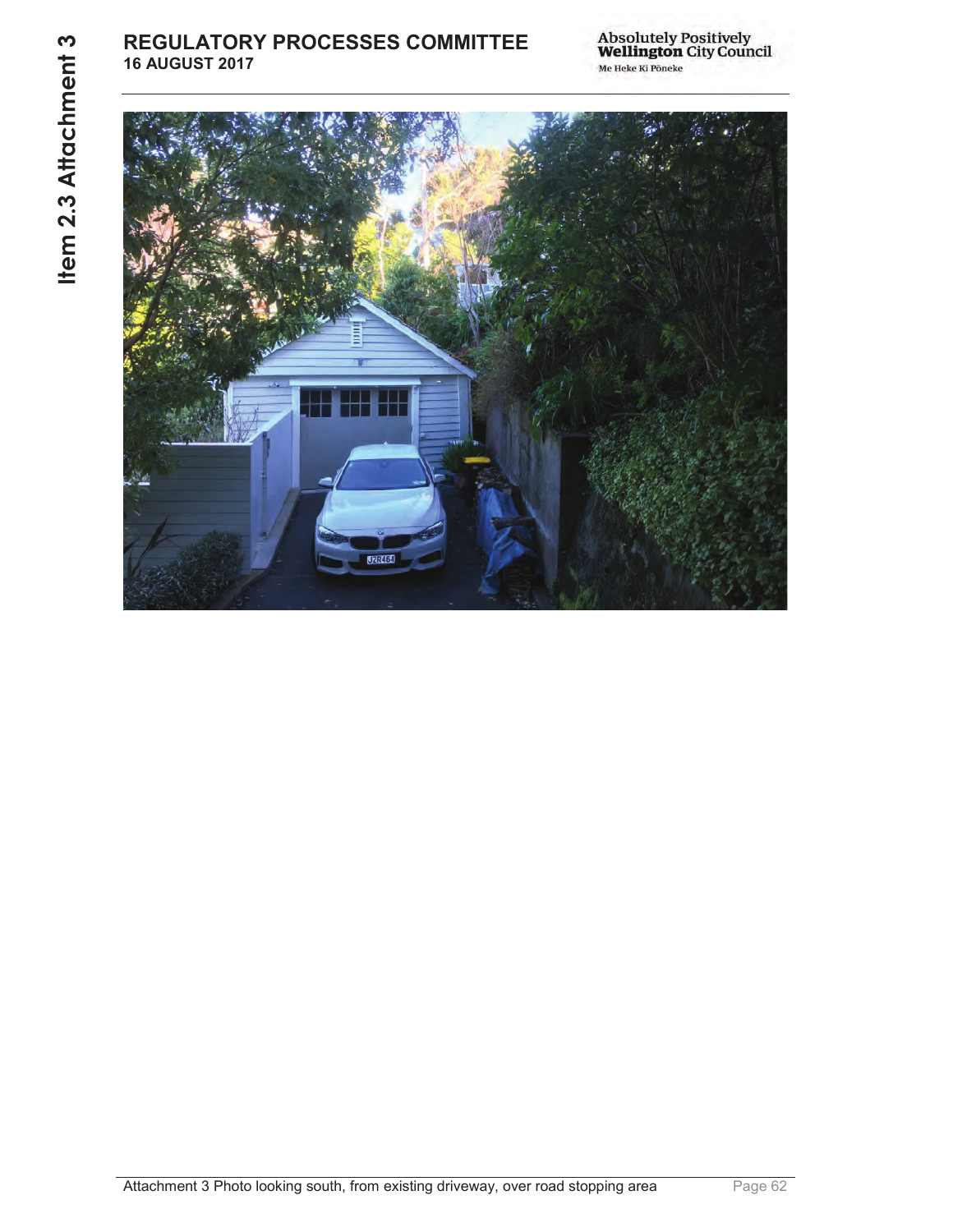Attachment 3 Photo looking south, from existing driveway, over road stopping area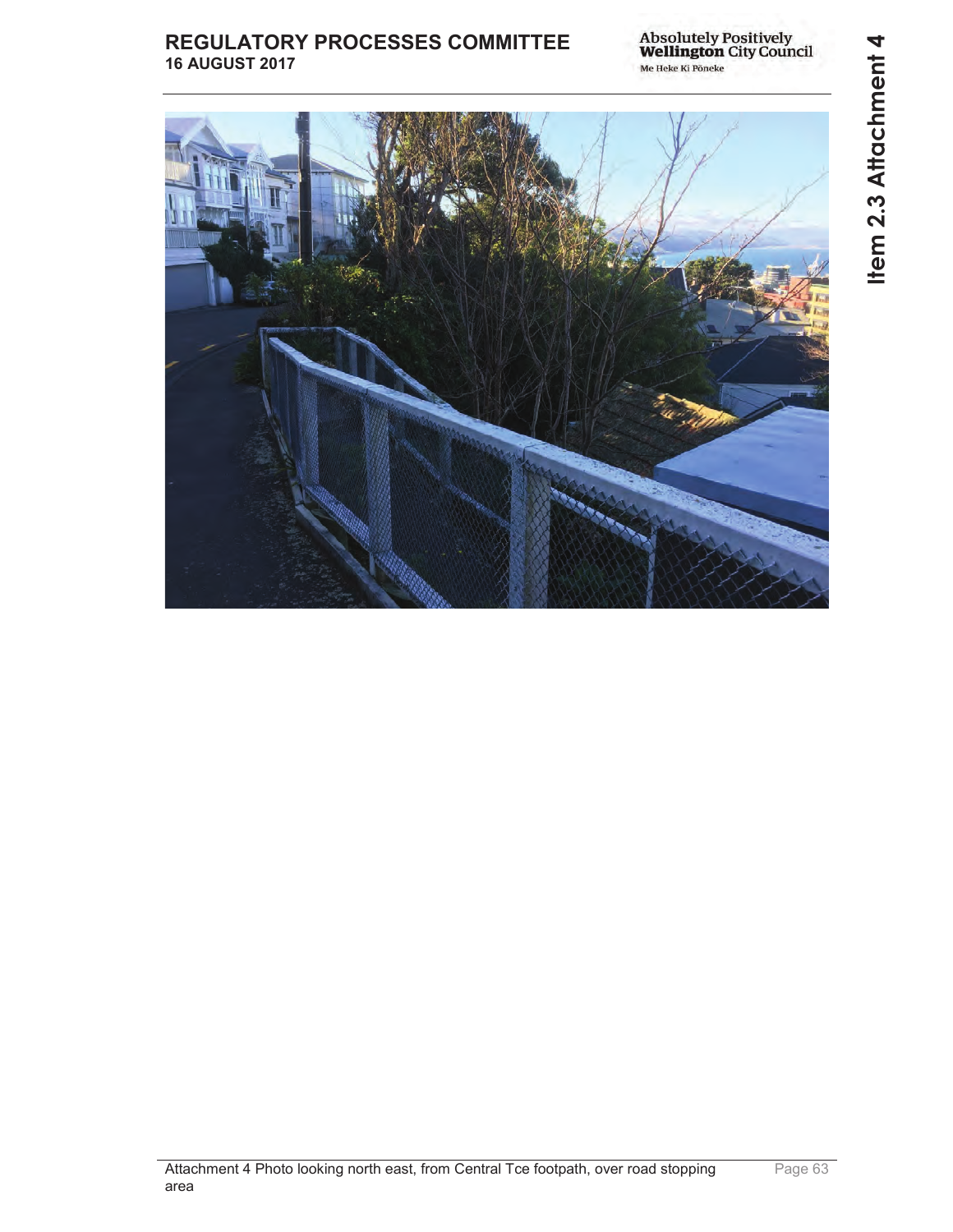Attachment 4 Photo looking north east, from Central Tce footpath, over road stopping area